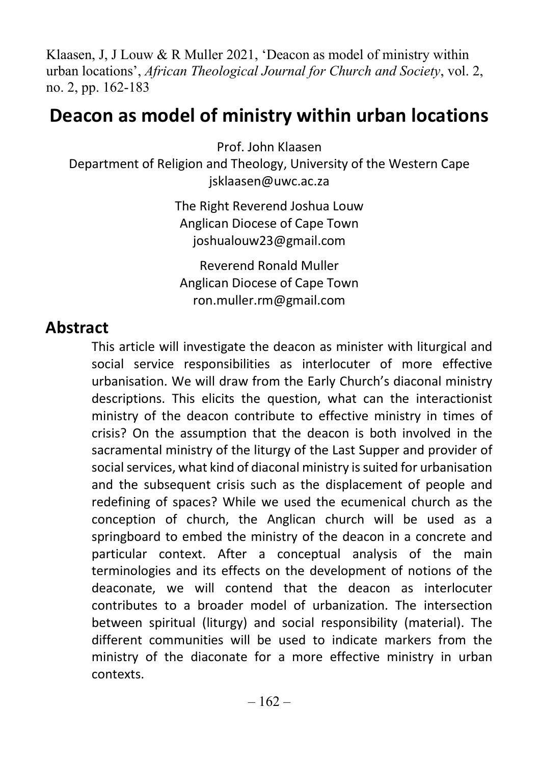Klaasen, J, J Louw & R Muller 2021, 'Deacon as model of ministry within urban locations', *African Theological Journal for Church and Society*, vol. 2, no. 2, pp. 162-183

# Deacon as model of ministry within urban locations

Prof. John Klaasen
Department of Religion and Theology, University of the Western Cape
jsklaasen@uwc.ac.za

The Right Reverend Joshua Louw
Anglican Diocese of Cape Town
joshualouw23@gmail.com

Reverend Ronald Muller
Anglican Diocese of Cape Town
ron.muller.rm@gmail.com

## Abstract

This article will investigate the deacon as minister with liturgical and social service responsibilities as interlocuter of more effective urbanisation. We will draw from the Early Church's diaconal ministry descriptions. This elicits the question, what can the interactionist ministry of the deacon contribute to effective ministry in times of crisis? On the assumption that the deacon is both involved in the sacramental ministry of the liturgy of the Last Supper and provider of social services, what kind of diaconal ministry is suited for urbanisation and the subsequent crisis such as the displacement of people and redefining of spaces? While we used the ecumenical church as the conception of church, the Anglican church will be used as a springboard to embed the ministry of the deacon in a concrete and particular context. After a conceptual analysis of the main terminologies and its effects on the development of notions of the deaconate, we will contend that the deacon as interlocuter contributes to a broader model of urbanization. The intersection between spiritual (liturgy) and social responsibility (material). The different communities will be used to indicate markers from the ministry of the diaconate for a more effective ministry in urban contexts.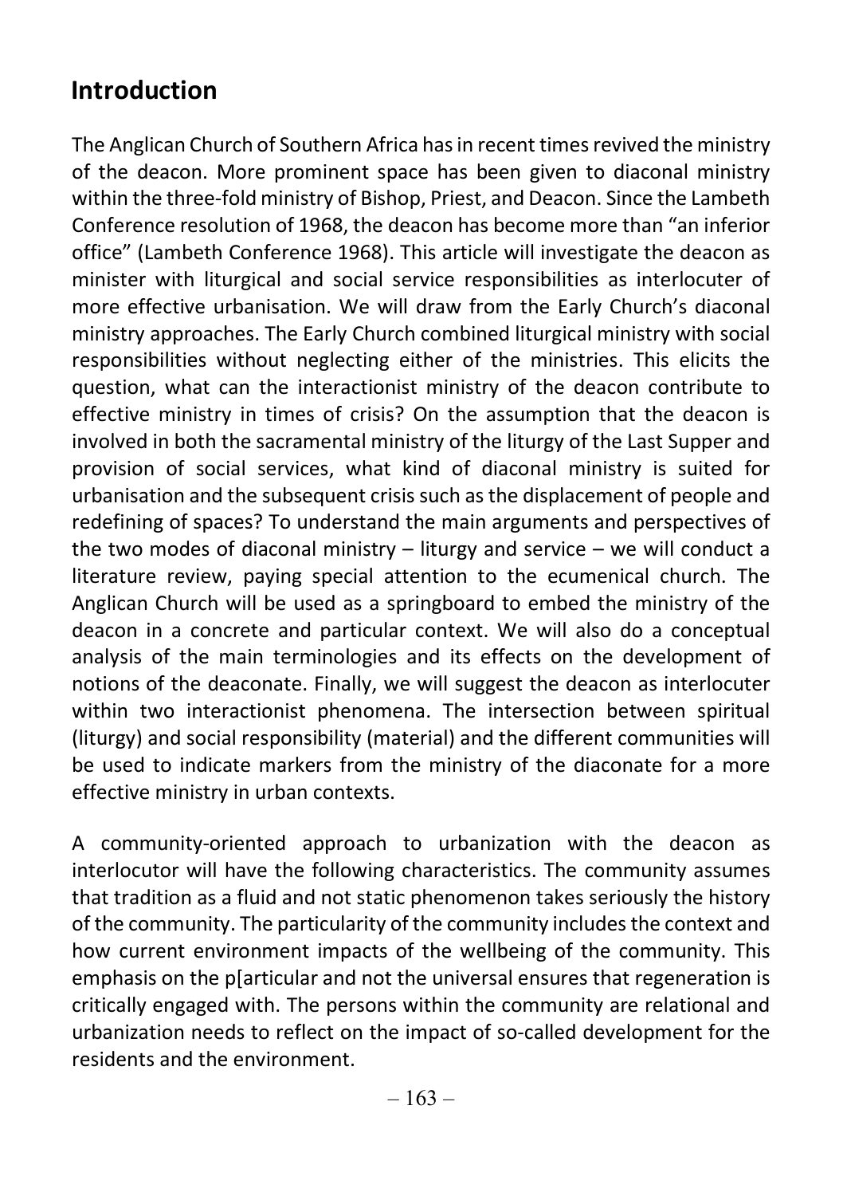## Introduction

The Anglican Church of Southern Africa has in recent times revived the ministry of the deacon. More prominent space has been given to diaconal ministry within the three-fold ministry of Bishop, Priest, and Deacon. Since the Lambeth Conference resolution of 1968, the deacon has become more than "an inferior office" (Lambeth Conference 1968). This article will investigate the deacon as minister with liturgical and social service responsibilities as interlocuter of more effective urbanisation. We will draw from the Early Church's diaconal ministry approaches. The Early Church combined liturgical ministry with social responsibilities without neglecting either of the ministries. This elicits the question, what can the interactionist ministry of the deacon contribute to effective ministry in times of crisis? On the assumption that the deacon is involved in both the sacramental ministry of the liturgy of the Last Supper and provision of social services, what kind of diaconal ministry is suited for urbanisation and the subsequent crisis such as the displacement of people and redefining of spaces? To understand the main arguments and perspectives of the two modes of diaconal ministry – liturgy and service – we will conduct a literature review, paying special attention to the ecumenical church. The Anglican Church will be used as a springboard to embed the ministry of the deacon in a concrete and particular context. We will also do a conceptual analysis of the main terminologies and its effects on the development of notions of the deaconate. Finally, we will suggest the deacon as interlocuter within two interactionist phenomena. The intersection between spiritual (liturgy) and social responsibility (material) and the different communities will be used to indicate markers from the ministry of the diaconate for a more effective ministry in urban contexts.

A community-oriented approach to urbanization with the deacon as interlocutor will have the following characteristics. The community assumes that tradition as a fluid and not static phenomenon takes seriously the history of the community. The particularity of the community includes the context and how current environment impacts of the wellbeing of the community. This emphasis on the p[articular and not the universal ensures that regeneration is critically engaged with. The persons within the community are relational and urbanization needs to reflect on the impact of so-called development for the residents and the environment.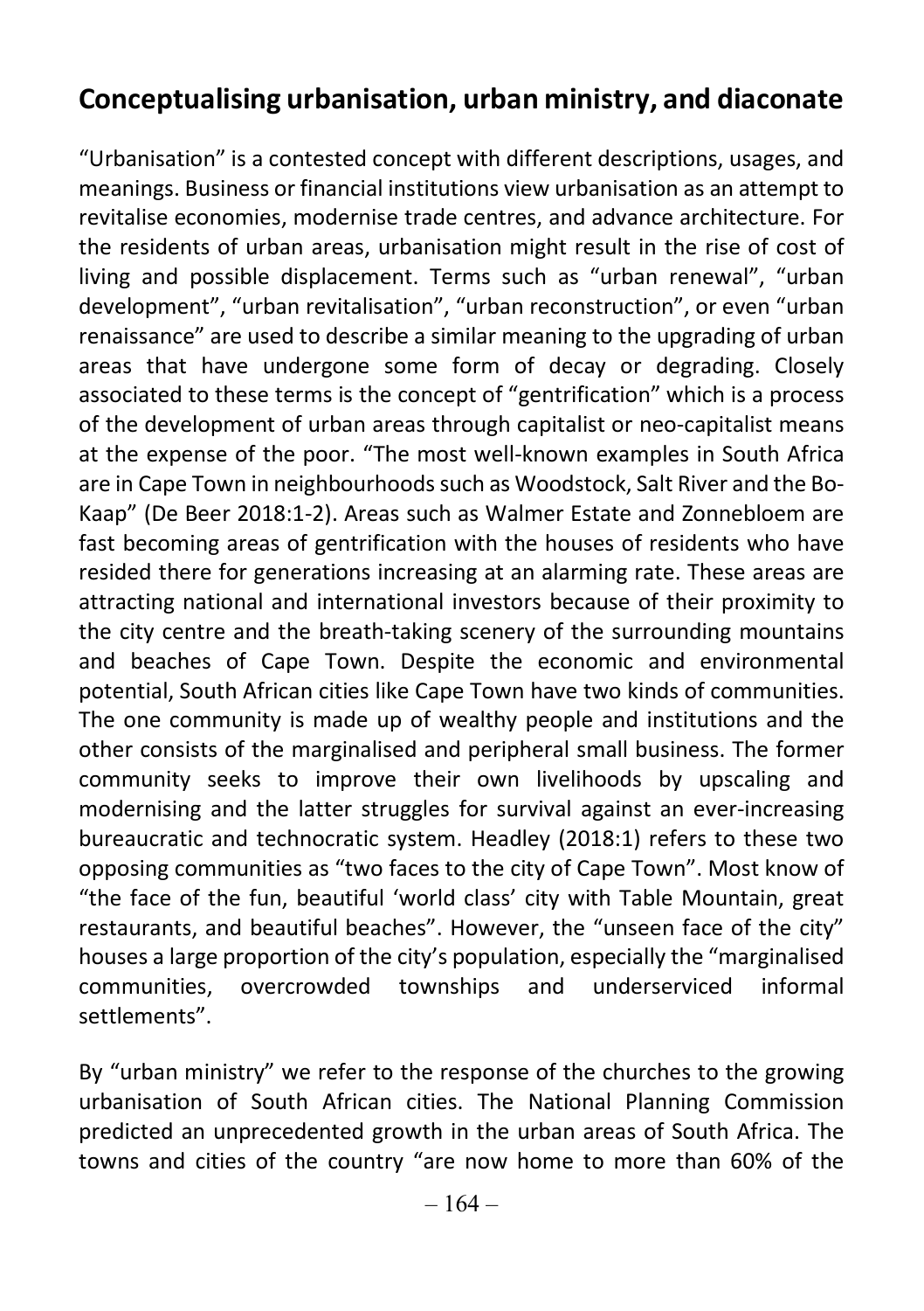## Conceptualising urbanisation, urban ministry, and diaconate

"Urbanisation" is a contested concept with different descriptions, usages, and meanings. Business or financial institutions view urbanisation as an attempt to revitalise economies, modernise trade centres, and advance architecture. For the residents of urban areas, urbanisation might result in the rise of cost of living and possible displacement. Terms such as "urban renewal", "urban development", "urban revitalisation", "urban reconstruction", or even "urban renaissance" are used to describe a similar meaning to the upgrading of urban areas that have undergone some form of decay or degrading. Closely associated to these terms is the concept of "gentrification" which is a process of the development of urban areas through capitalist or neo-capitalist means at the expense of the poor. "The most well-known examples in South Africa are in Cape Town in neighbourhoods such as Woodstock, Salt River and the Bo-Kaap" (De Beer 2018:1-2). Areas such as Walmer Estate and Zonnebloem are fast becoming areas of gentrification with the houses of residents who have resided there for generations increasing at an alarming rate. These areas are attracting national and international investors because of their proximity to the city centre and the breath-taking scenery of the surrounding mountains and beaches of Cape Town. Despite the economic and environmental potential, South African cities like Cape Town have two kinds of communities. The one community is made up of wealthy people and institutions and the other consists of the marginalised and peripheral small business. The former community seeks to improve their own livelihoods by upscaling and modernising and the latter struggles for survival against an ever-increasing bureaucratic and technocratic system. Headley (2018:1) refers to these two opposing communities as "two faces to the city of Cape Town". Most know of "the face of the fun, beautiful 'world class' city with Table Mountain, great restaurants, and beautiful beaches". However, the "unseen face of the city" houses a large proportion of the city's population, especially the "marginalised communities, overcrowded townships and underserviced informal settlements".

By "urban ministry" we refer to the response of the churches to the growing urbanisation of South African cities. The National Planning Commission predicted an unprecedented growth in the urban areas of South Africa. The towns and cities of the country "are now home to more than 60% of the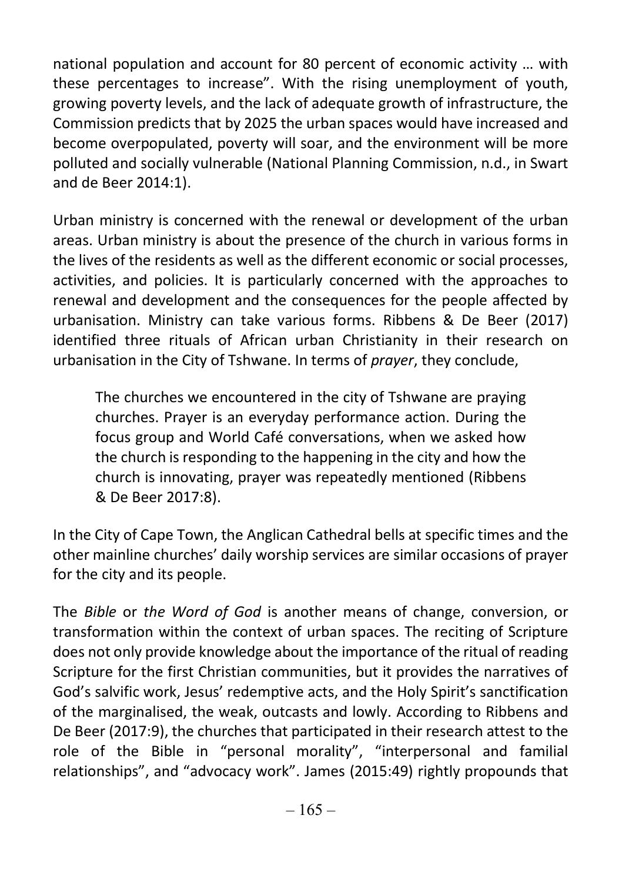national population and account for 80 percent of economic activity … with these percentages to increase". With the rising unemployment of youth, growing poverty levels, and the lack of adequate growth of infrastructure, the Commission predicts that by 2025 the urban spaces would have increased and become overpopulated, poverty will soar, and the environment will be more polluted and socially vulnerable (National Planning Commission, n.d., in Swart and de Beer 2014:1).

Urban ministry is concerned with the renewal or development of the urban areas. Urban ministry is about the presence of the church in various forms in the lives of the residents as well as the different economic or social processes, activities, and policies. It is particularly concerned with the approaches to renewal and development and the consequences for the people affected by urbanisation. Ministry can take various forms. Ribbens & De Beer (2017) identified three rituals of African urban Christianity in their research on urbanisation in the City of Tshwane. In terms of *prayer*, they conclude,

> The churches we encountered in the city of Tshwane are praying churches. Prayer is an everyday performance action. During the focus group and World Café conversations, when we asked how the church is responding to the happening in the city and how the church is innovating, prayer was repeatedly mentioned (Ribbens & De Beer 2017:8).

In the City of Cape Town, the Anglican Cathedral bells at specific times and the other mainline churches' daily worship services are similar occasions of prayer for the city and its people.

The *Bible* or *the Word of God* is another means of change, conversion, or transformation within the context of urban spaces. The reciting of Scripture does not only provide knowledge about the importance of the ritual of reading Scripture for the first Christian communities, but it provides the narratives of God's salvific work, Jesus' redemptive acts, and the Holy Spirit's sanctification of the marginalised, the weak, outcasts and lowly. According to Ribbens and De Beer (2017:9), the churches that participated in their research attest to the role of the Bible in "personal morality", "interpersonal and familial relationships", and "advocacy work". James (2015:49) rightly propounds that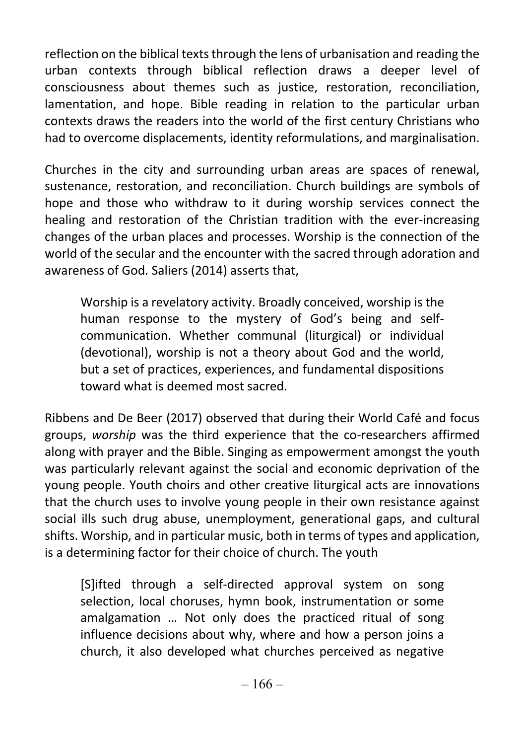reflection on the biblical texts through the lens of urbanisation and reading the urban contexts through biblical reflection draws a deeper level of consciousness about themes such as justice, restoration, reconciliation, lamentation, and hope. Bible reading in relation to the particular urban contexts draws the readers into the world of the first century Christians who had to overcome displacements, identity reformulations, and marginalisation.

Churches in the city and surrounding urban areas are spaces of renewal, sustenance, restoration, and reconciliation. Church buildings are symbols of hope and those who withdraw to it during worship services connect the healing and restoration of the Christian tradition with the ever-increasing changes of the urban places and processes. Worship is the connection of the world of the secular and the encounter with the sacred through adoration and awareness of God. Saliers (2014) asserts that,

> Worship is a revelatory activity. Broadly conceived, worship is the human response to the mystery of God's being and self-communication. Whether communal (liturgical) or individual (devotional), worship is not a theory about God and the world, but a set of practices, experiences, and fundamental dispositions toward what is deemed most sacred.

Ribbens and De Beer (2017) observed that during their World Café and focus groups, *worship* was the third experience that the co-researchers affirmed along with prayer and the Bible. Singing as empowerment amongst the youth was particularly relevant against the social and economic deprivation of the young people. Youth choirs and other creative liturgical acts are innovations that the church uses to involve young people in their own resistance against social ills such drug abuse, unemployment, generational gaps, and cultural shifts. Worship, and in particular music, both in terms of types and application, is a determining factor for their choice of church. The youth

> [S]ifted through a self-directed approval system on song selection, local choruses, hymn book, instrumentation or some amalgamation … Not only does the practiced ritual of song influence decisions about why, where and how a person joins a church, it also developed what churches perceived as negative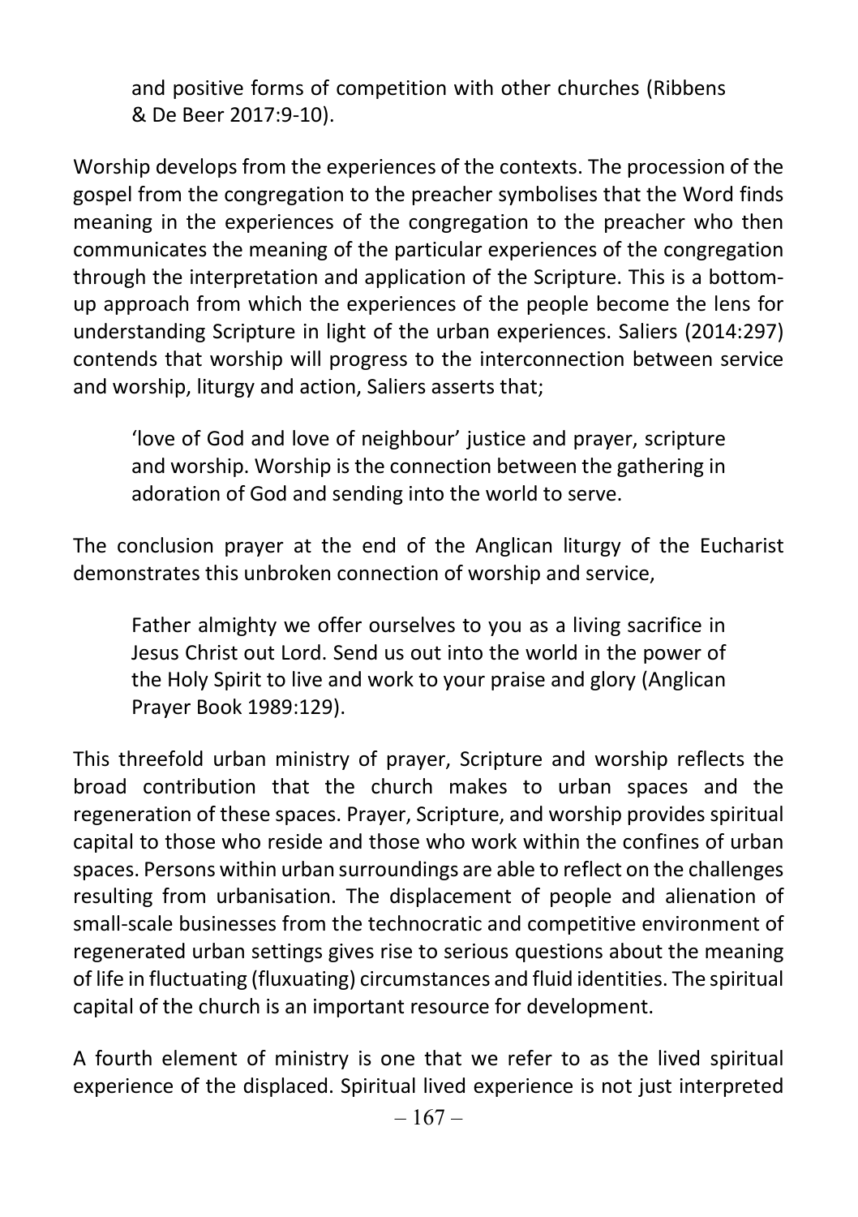> and positive forms of competition with other churches (Ribbens & De Beer 2017:9-10).

Worship develops from the experiences of the contexts. The procession of the gospel from the congregation to the preacher symbolises that the Word finds meaning in the experiences of the congregation to the preacher who then communicates the meaning of the particular experiences of the congregation through the interpretation and application of the Scripture. This is a bottom-up approach from which the experiences of the people become the lens for understanding Scripture in light of the urban experiences. Saliers (2014:297) contends that worship will progress to the interconnection between service and worship, liturgy and action, Saliers asserts that;

> 'love of God and love of neighbour' justice and prayer, scripture and worship. Worship is the connection between the gathering in adoration of God and sending into the world to serve.

The conclusion prayer at the end of the Anglican liturgy of the Eucharist demonstrates this unbroken connection of worship and service,

> Father almighty we offer ourselves to you as a living sacrifice in Jesus Christ out Lord. Send us out into the world in the power of the Holy Spirit to live and work to your praise and glory (Anglican Prayer Book 1989:129).

This threefold urban ministry of prayer, Scripture and worship reflects the broad contribution that the church makes to urban spaces and the regeneration of these spaces. Prayer, Scripture, and worship provides spiritual capital to those who reside and those who work within the confines of urban spaces. Persons within urban surroundings are able to reflect on the challenges resulting from urbanisation. The displacement of people and alienation of small-scale businesses from the technocratic and competitive environment of regenerated urban settings gives rise to serious questions about the meaning of life in fluctuating (fluxuating) circumstances and fluid identities. The spiritual capital of the church is an important resource for development.

A fourth element of ministry is one that we refer to as the lived spiritual experience of the displaced. Spiritual lived experience is not just interpreted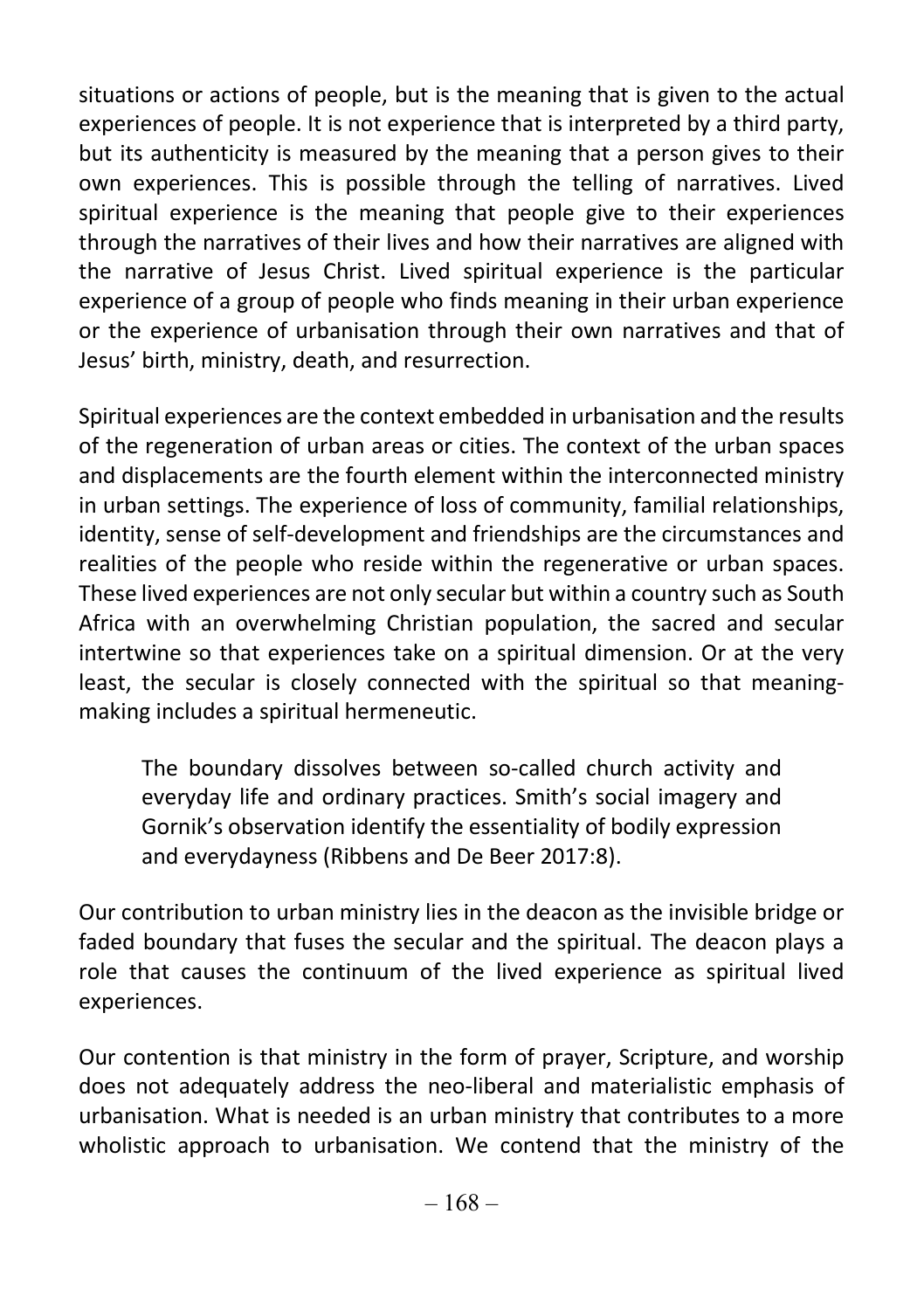situations or actions of people, but is the meaning that is given to the actual experiences of people. It is not experience that is interpreted by a third party, but its authenticity is measured by the meaning that a person gives to their own experiences. This is possible through the telling of narratives. Lived spiritual experience is the meaning that people give to their experiences through the narratives of their lives and how their narratives are aligned with the narrative of Jesus Christ. Lived spiritual experience is the particular experience of a group of people who finds meaning in their urban experience or the experience of urbanisation through their own narratives and that of Jesus' birth, ministry, death, and resurrection.

Spiritual experiences are the context embedded in urbanisation and the results of the regeneration of urban areas or cities. The context of the urban spaces and displacements are the fourth element within the interconnected ministry in urban settings. The experience of loss of community, familial relationships, identity, sense of self-development and friendships are the circumstances and realities of the people who reside within the regenerative or urban spaces. These lived experiences are not only secular but within a country such as South Africa with an overwhelming Christian population, the sacred and secular intertwine so that experiences take on a spiritual dimension. Or at the very least, the secular is closely connected with the spiritual so that meaning-making includes a spiritual hermeneutic.

> The boundary dissolves between so-called church activity and everyday life and ordinary practices. Smith's social imagery and Gornik's observation identify the essentiality of bodily expression and everydayness (Ribbens and De Beer 2017:8).

Our contribution to urban ministry lies in the deacon as the invisible bridge or faded boundary that fuses the secular and the spiritual. The deacon plays a role that causes the continuum of the lived experience as spiritual lived experiences.

Our contention is that ministry in the form of prayer, Scripture, and worship does not adequately address the neo-liberal and materialistic emphasis of urbanisation. What is needed is an urban ministry that contributes to a more wholistic approach to urbanisation. We contend that the ministry of the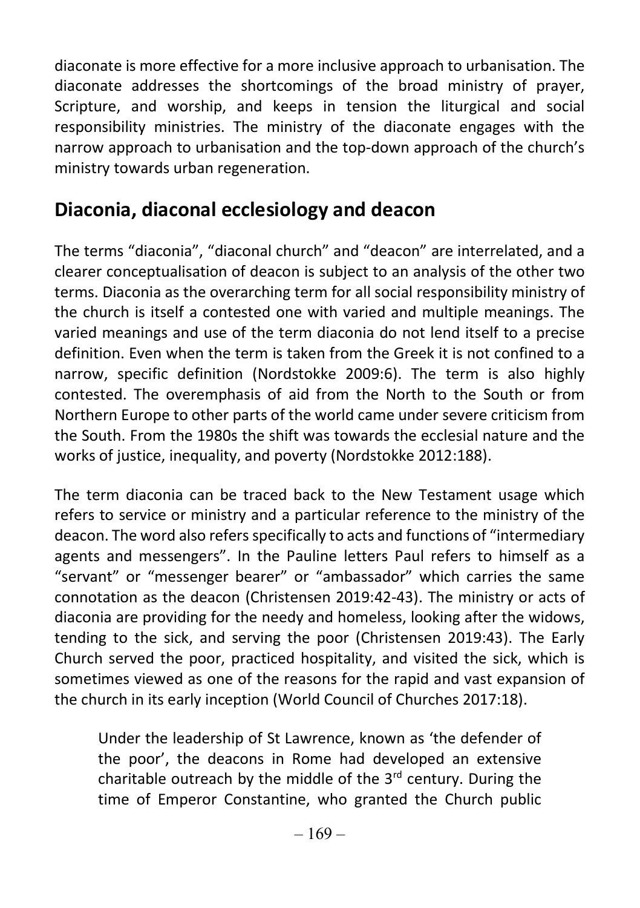diaconate is more effective for a more inclusive approach to urbanisation. The diaconate addresses the shortcomings of the broad ministry of prayer, Scripture, and worship, and keeps in tension the liturgical and social responsibility ministries. The ministry of the diaconate engages with the narrow approach to urbanisation and the top-down approach of the church's ministry towards urban regeneration.

## Diaconia, diaconal ecclesiology and deacon

The terms "diaconia", "diaconal church" and "deacon" are interrelated, and a clearer conceptualisation of deacon is subject to an analysis of the other two terms. Diaconia as the overarching term for all social responsibility ministry of the church is itself a contested one with varied and multiple meanings. The varied meanings and use of the term diaconia do not lend itself to a precise definition. Even when the term is taken from the Greek it is not confined to a narrow, specific definition (Nordstokke 2009:6). The term is also highly contested. The overemphasis of aid from the North to the South or from Northern Europe to other parts of the world came under severe criticism from the South. From the 1980s the shift was towards the ecclesial nature and the works of justice, inequality, and poverty (Nordstokke 2012:188).

The term diaconia can be traced back to the New Testament usage which refers to service or ministry and a particular reference to the ministry of the deacon. The word also refers specifically to acts and functions of "intermediary agents and messengers". In the Pauline letters Paul refers to himself as a "servant" or "messenger bearer" or "ambassador" which carries the same connotation as the deacon (Christensen 2019:42-43). The ministry or acts of diaconia are providing for the needy and homeless, looking after the widows, tending to the sick, and serving the poor (Christensen 2019:43). The Early Church served the poor, practiced hospitality, and visited the sick, which is sometimes viewed as one of the reasons for the rapid and vast expansion of the church in its early inception (World Council of Churches 2017:18).

> Under the leadership of St Lawrence, known as 'the defender of the poor', the deacons in Rome had developed an extensive charitable outreach by the middle of the 3rd century. During the time of Emperor Constantine, who granted the Church public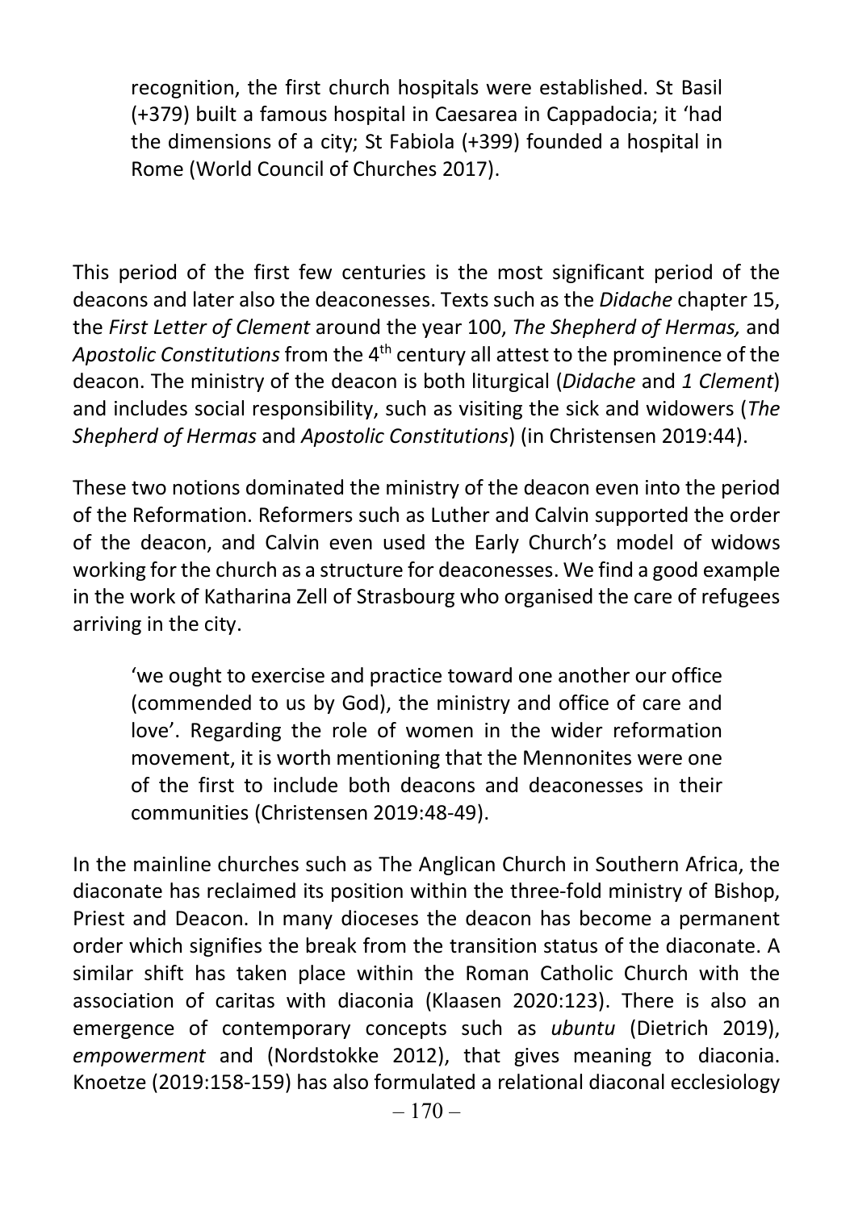> recognition, the first church hospitals were established. St Basil (+379) built a famous hospital in Caesarea in Cappadocia; it 'had the dimensions of a city; St Fabiola (+399) founded a hospital in Rome (World Council of Churches 2017).

This period of the first few centuries is the most significant period of the deacons and later also the deaconesses. Texts such as the *Didache* chapter 15, the *First Letter of Clement* around the year 100, *The Shepherd of Hermas,* and *Apostolic Constitutions* from the 4th century all attest to the prominence of the deacon. The ministry of the deacon is both liturgical (*Didache* and *1 Clement*) and includes social responsibility, such as visiting the sick and widowers (*The Shepherd of Hermas* and *Apostolic Constitutions*) (in Christensen 2019:44).

These two notions dominated the ministry of the deacon even into the period of the Reformation. Reformers such as Luther and Calvin supported the order of the deacon, and Calvin even used the Early Church's model of widows working for the church as a structure for deaconesses. We find a good example in the work of Katharina Zell of Strasbourg who organised the care of refugees arriving in the city.

> 'we ought to exercise and practice toward one another our office (commended to us by God), the ministry and office of care and love'. Regarding the role of women in the wider reformation movement, it is worth mentioning that the Mennonites were one of the first to include both deacons and deaconesses in their communities (Christensen 2019:48-49).

In the mainline churches such as The Anglican Church in Southern Africa, the diaconate has reclaimed its position within the three-fold ministry of Bishop, Priest and Deacon. In many dioceses the deacon has become a permanent order which signifies the break from the transition status of the diaconate. A similar shift has taken place within the Roman Catholic Church with the association of caritas with diaconia (Klaasen 2020:123). There is also an emergence of contemporary concepts such as *ubuntu* (Dietrich 2019), *empowerment* and (Nordstokke 2012), that gives meaning to diaconia. Knoetze (2019:158-159) has also formulated a relational diaconal ecclesiology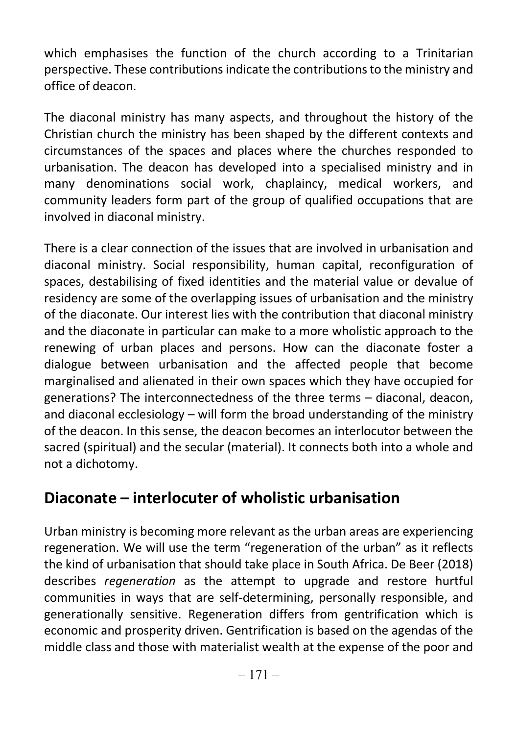which emphasises the function of the church according to a Trinitarian perspective. These contributions indicate the contributions to the ministry and office of deacon.

The diaconal ministry has many aspects, and throughout the history of the Christian church the ministry has been shaped by the different contexts and circumstances of the spaces and places where the churches responded to urbanisation. The deacon has developed into a specialised ministry and in many denominations social work, chaplaincy, medical workers, and community leaders form part of the group of qualified occupations that are involved in diaconal ministry.

There is a clear connection of the issues that are involved in urbanisation and diaconal ministry. Social responsibility, human capital, reconfiguration of spaces, destabilising of fixed identities and the material value or devalue of residency are some of the overlapping issues of urbanisation and the ministry of the diaconate. Our interest lies with the contribution that diaconal ministry and the diaconate in particular can make to a more wholistic approach to the renewing of urban places and persons. How can the diaconate foster a dialogue between urbanisation and the affected people that become marginalised and alienated in their own spaces which they have occupied for generations? The interconnectedness of the three terms – diaconal, deacon, and diaconal ecclesiology – will form the broad understanding of the ministry of the deacon. In this sense, the deacon becomes an interlocutor between the sacred (spiritual) and the secular (material). It connects both into a whole and not a dichotomy.

## Diaconate – interlocuter of wholistic urbanisation

Urban ministry is becoming more relevant as the urban areas are experiencing regeneration. We will use the term "regeneration of the urban" as it reflects the kind of urbanisation that should take place in South Africa. De Beer (2018) describes *regeneration* as the attempt to upgrade and restore hurtful communities in ways that are self-determining, personally responsible, and generationally sensitive. Regeneration differs from gentrification which is economic and prosperity driven. Gentrification is based on the agendas of the middle class and those with materialist wealth at the expense of the poor and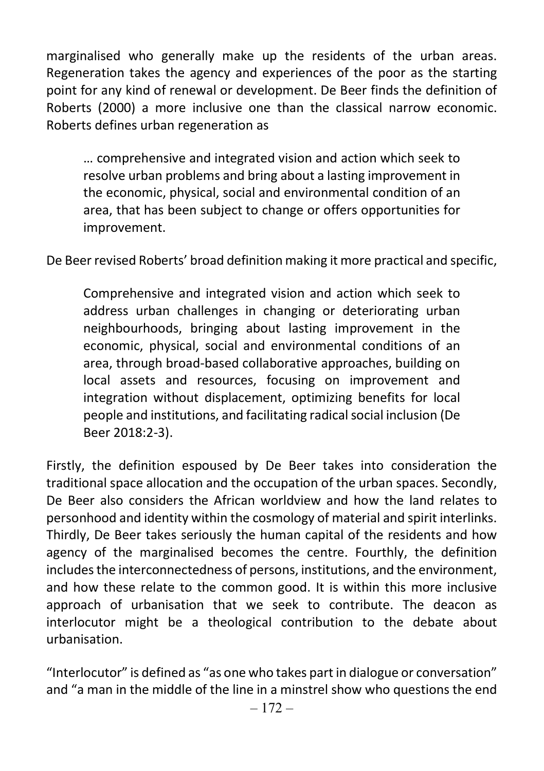marginalised who generally make up the residents of the urban areas. Regeneration takes the agency and experiences of the poor as the starting point for any kind of renewal or development. De Beer finds the definition of Roberts (2000) a more inclusive one than the classical narrow economic. Roberts defines urban regeneration as

> … comprehensive and integrated vision and action which seek to resolve urban problems and bring about a lasting improvement in the economic, physical, social and environmental condition of an area, that has been subject to change or offers opportunities for improvement.

De Beer revised Roberts' broad definition making it more practical and specific,

> Comprehensive and integrated vision and action which seek to address urban challenges in changing or deteriorating urban neighbourhoods, bringing about lasting improvement in the economic, physical, social and environmental conditions of an area, through broad-based collaborative approaches, building on local assets and resources, focusing on improvement and integration without displacement, optimizing benefits for local people and institutions, and facilitating radical social inclusion (De Beer 2018:2-3).

Firstly, the definition espoused by De Beer takes into consideration the traditional space allocation and the occupation of the urban spaces. Secondly, De Beer also considers the African worldview and how the land relates to personhood and identity within the cosmology of material and spirit interlinks. Thirdly, De Beer takes seriously the human capital of the residents and how agency of the marginalised becomes the centre. Fourthly, the definition includes the interconnectedness of persons, institutions, and the environment, and how these relate to the common good. It is within this more inclusive approach of urbanisation that we seek to contribute. The deacon as interlocutor might be a theological contribution to the debate about urbanisation.

"Interlocutor" is defined as "as one who takes part in dialogue or conversation" and "a man in the middle of the line in a minstrel show who questions the end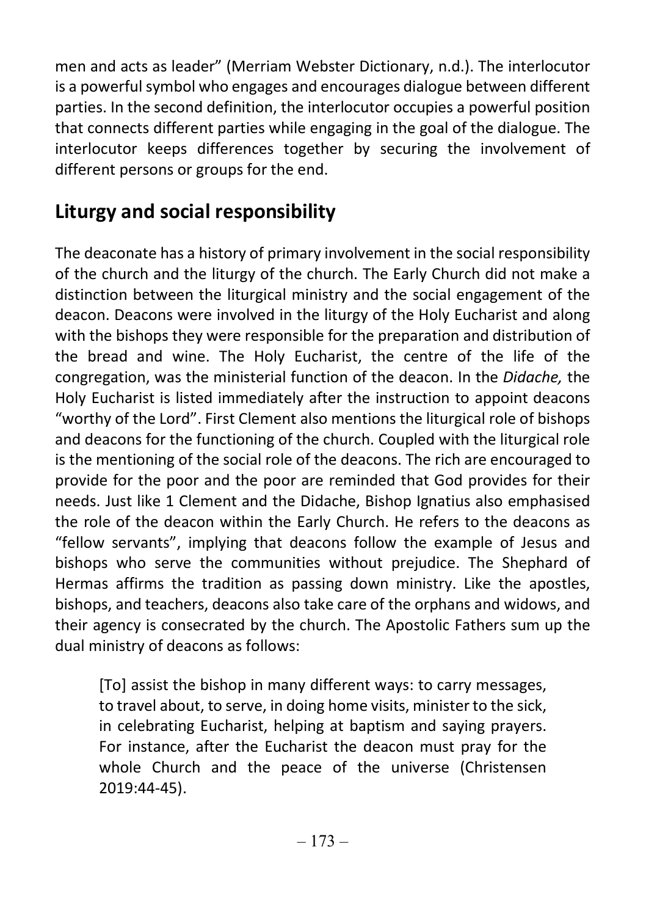men and acts as leader" (Merriam Webster Dictionary, n.d.). The interlocutor is a powerful symbol who engages and encourages dialogue between different parties. In the second definition, the interlocutor occupies a powerful position that connects different parties while engaging in the goal of the dialogue. The interlocutor keeps differences together by securing the involvement of different persons or groups for the end.

## Liturgy and social responsibility

The deaconate has a history of primary involvement in the social responsibility of the church and the liturgy of the church. The Early Church did not make a distinction between the liturgical ministry and the social engagement of the deacon. Deacons were involved in the liturgy of the Holy Eucharist and along with the bishops they were responsible for the preparation and distribution of the bread and wine. The Holy Eucharist, the centre of the life of the congregation, was the ministerial function of the deacon. In the *Didache,* the Holy Eucharist is listed immediately after the instruction to appoint deacons "worthy of the Lord". First Clement also mentions the liturgical role of bishops and deacons for the functioning of the church. Coupled with the liturgical role is the mentioning of the social role of the deacons. The rich are encouraged to provide for the poor and the poor are reminded that God provides for their needs. Just like 1 Clement and the Didache, Bishop Ignatius also emphasised the role of the deacon within the Early Church. He refers to the deacons as "fellow servants", implying that deacons follow the example of Jesus and bishops who serve the communities without prejudice. The Shephard of Hermas affirms the tradition as passing down ministry. Like the apostles, bishops, and teachers, deacons also take care of the orphans and widows, and their agency is consecrated by the church. The Apostolic Fathers sum up the dual ministry of deacons as follows:

> [To] assist the bishop in many different ways: to carry messages, to travel about, to serve, in doing home visits, minister to the sick, in celebrating Eucharist, helping at baptism and saying prayers. For instance, after the Eucharist the deacon must pray for the whole Church and the peace of the universe (Christensen 2019:44-45).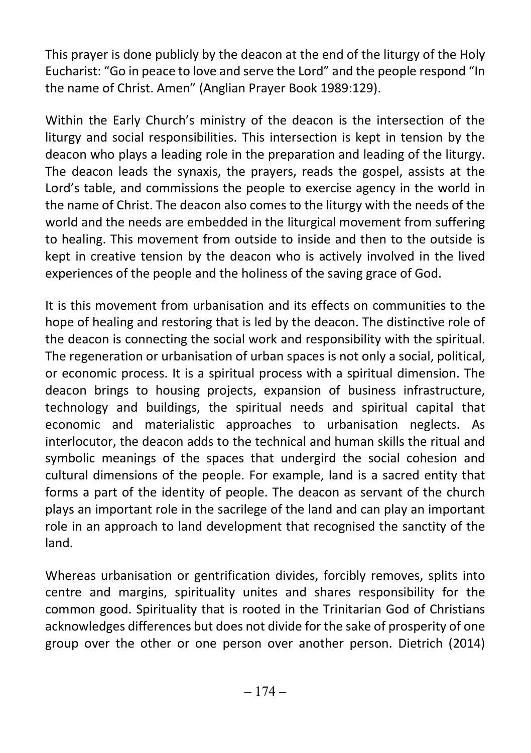This prayer is done publicly by the deacon at the end of the liturgy of the Holy Eucharist: "Go in peace to love and serve the Lord" and the people respond "In the name of Christ. Amen" (Anglian Prayer Book 1989:129).

Within the Early Church's ministry of the deacon is the intersection of the liturgy and social responsibilities. This intersection is kept in tension by the deacon who plays a leading role in the preparation and leading of the liturgy. The deacon leads the synaxis, the prayers, reads the gospel, assists at the Lord's table, and commissions the people to exercise agency in the world in the name of Christ. The deacon also comes to the liturgy with the needs of the world and the needs are embedded in the liturgical movement from suffering to healing. This movement from outside to inside and then to the outside is kept in creative tension by the deacon who is actively involved in the lived experiences of the people and the holiness of the saving grace of God.

It is this movement from urbanisation and its effects on communities to the hope of healing and restoring that is led by the deacon. The distinctive role of the deacon is connecting the social work and responsibility with the spiritual. The regeneration or urbanisation of urban spaces is not only a social, political, or economic process. It is a spiritual process with a spiritual dimension. The deacon brings to housing projects, expansion of business infrastructure, technology and buildings, the spiritual needs and spiritual capital that economic and materialistic approaches to urbanisation neglects. As interlocutor, the deacon adds to the technical and human skills the ritual and symbolic meanings of the spaces that undergird the social cohesion and cultural dimensions of the people. For example, land is a sacred entity that forms a part of the identity of people. The deacon as servant of the church plays an important role in the sacrilege of the land and can play an important role in an approach to land development that recognised the sanctity of the land.

Whereas urbanisation or gentrification divides, forcibly removes, splits into centre and margins, spirituality unites and shares responsibility for the common good. Spirituality that is rooted in the Trinitarian God of Christians acknowledges differences but does not divide for the sake of prosperity of one group over the other or one person over another person. Dietrich (2014)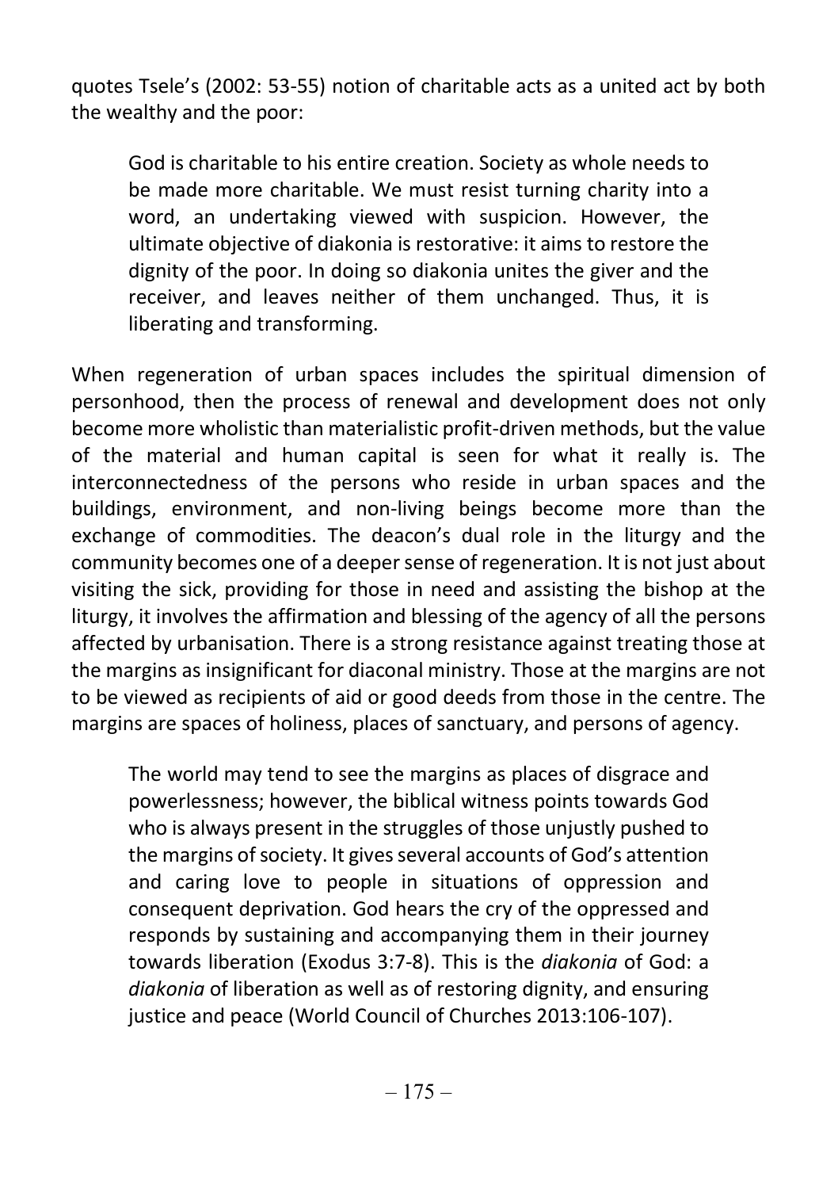quotes Tsele's (2002: 53-55) notion of charitable acts as a united act by both the wealthy and the poor:

> God is charitable to his entire creation. Society as whole needs to be made more charitable. We must resist turning charity into a word, an undertaking viewed with suspicion. However, the ultimate objective of diakonia is restorative: it aims to restore the dignity of the poor. In doing so diakonia unites the giver and the receiver, and leaves neither of them unchanged. Thus, it is liberating and transforming.

When regeneration of urban spaces includes the spiritual dimension of personhood, then the process of renewal and development does not only become more wholistic than materialistic profit-driven methods, but the value of the material and human capital is seen for what it really is. The interconnectedness of the persons who reside in urban spaces and the buildings, environment, and non-living beings become more than the exchange of commodities. The deacon's dual role in the liturgy and the community becomes one of a deeper sense of regeneration. It is not just about visiting the sick, providing for those in need and assisting the bishop at the liturgy, it involves the affirmation and blessing of the agency of all the persons affected by urbanisation. There is a strong resistance against treating those at the margins as insignificant for diaconal ministry. Those at the margins are not to be viewed as recipients of aid or good deeds from those in the centre. The margins are spaces of holiness, places of sanctuary, and persons of agency.

> The world may tend to see the margins as places of disgrace and powerlessness; however, the biblical witness points towards God who is always present in the struggles of those unjustly pushed to the margins of society. It gives several accounts of God's attention and caring love to people in situations of oppression and consequent deprivation. God hears the cry of the oppressed and responds by sustaining and accompanying them in their journey towards liberation (Exodus 3:7-8). This is the *diakonia* of God: a *diakonia* of liberation as well as of restoring dignity, and ensuring justice and peace (World Council of Churches 2013:106-107).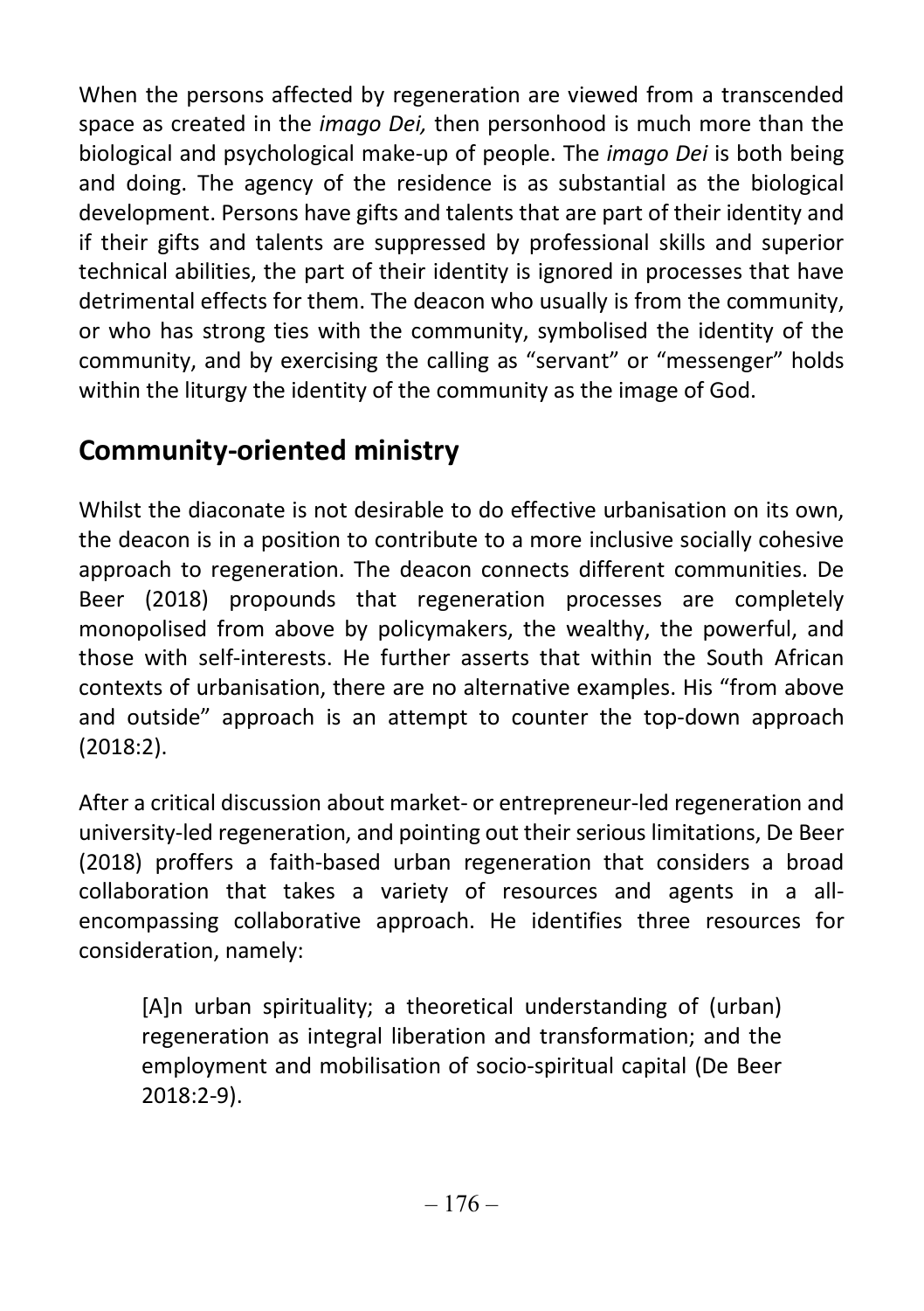When the persons affected by regeneration are viewed from a transcended space as created in the *imago Dei,* then personhood is much more than the biological and psychological make-up of people. The *imago Dei* is both being and doing. The agency of the residence is as substantial as the biological development. Persons have gifts and talents that are part of their identity and if their gifts and talents are suppressed by professional skills and superior technical abilities, the part of their identity is ignored in processes that have detrimental effects for them. The deacon who usually is from the community, or who has strong ties with the community, symbolised the identity of the community, and by exercising the calling as "servant" or "messenger" holds within the liturgy the identity of the community as the image of God.

## Community-oriented ministry

Whilst the diaconate is not desirable to do effective urbanisation on its own, the deacon is in a position to contribute to a more inclusive socially cohesive approach to regeneration. The deacon connects different communities. De Beer (2018) propounds that regeneration processes are completely monopolised from above by policymakers, the wealthy, the powerful, and those with self-interests. He further asserts that within the South African contexts of urbanisation, there are no alternative examples. His "from above and outside" approach is an attempt to counter the top-down approach (2018:2).

After a critical discussion about market- or entrepreneur-led regeneration and university-led regeneration, and pointing out their serious limitations, De Beer (2018) proffers a faith-based urban regeneration that considers a broad collaboration that takes a variety of resources and agents in a all-encompassing collaborative approach. He identifies three resources for consideration, namely:

> [A]n urban spirituality; a theoretical understanding of (urban) regeneration as integral liberation and transformation; and the employment and mobilisation of socio-spiritual capital (De Beer 2018:2-9).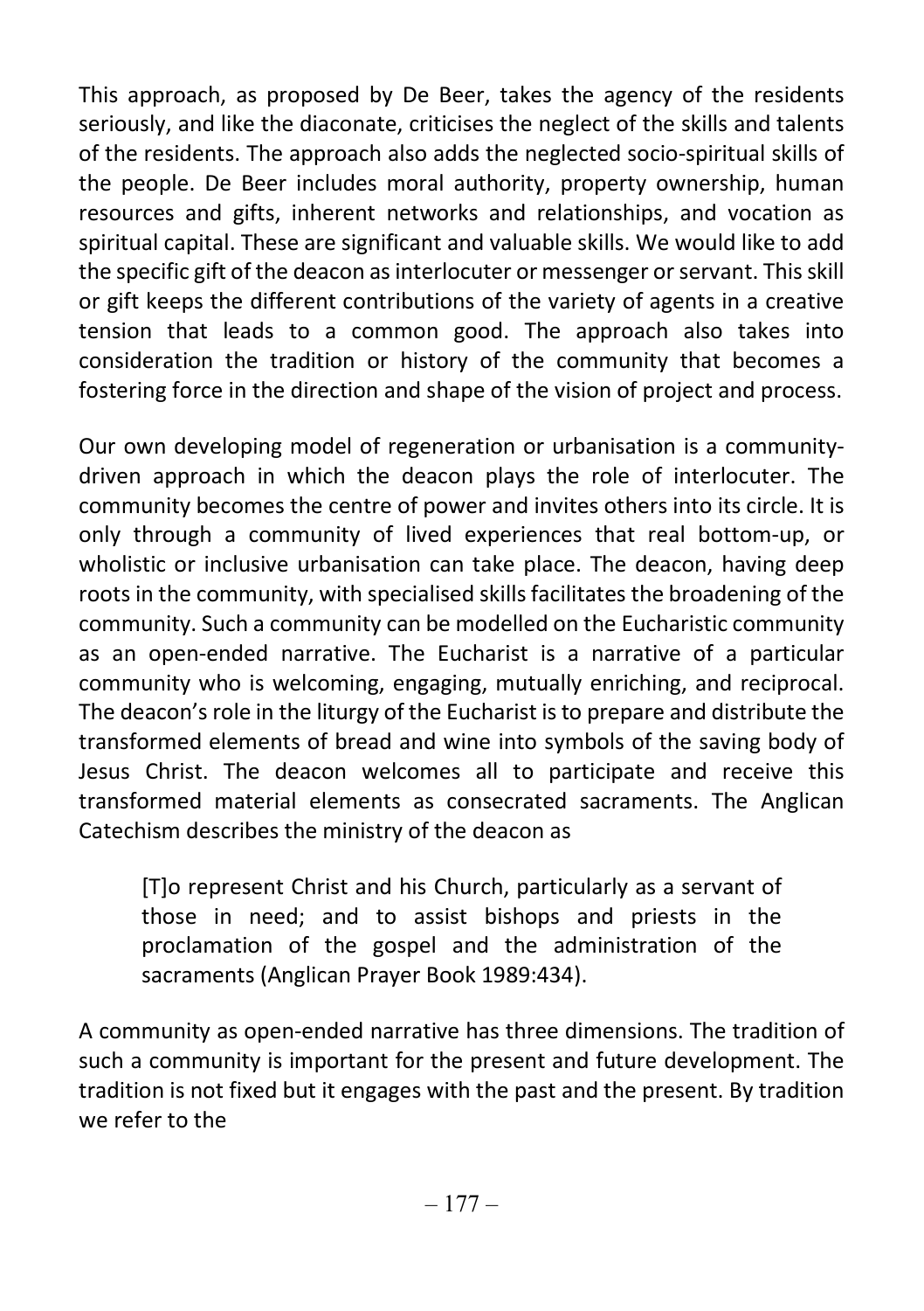This approach, as proposed by De Beer, takes the agency of the residents seriously, and like the diaconate, criticises the neglect of the skills and talents of the residents. The approach also adds the neglected socio-spiritual skills of the people. De Beer includes moral authority, property ownership, human resources and gifts, inherent networks and relationships, and vocation as spiritual capital. These are significant and valuable skills. We would like to add the specific gift of the deacon as interlocuter or messenger or servant. This skill or gift keeps the different contributions of the variety of agents in a creative tension that leads to a common good. The approach also takes into consideration the tradition or history of the community that becomes a fostering force in the direction and shape of the vision of project and process.

Our own developing model of regeneration or urbanisation is a community-driven approach in which the deacon plays the role of interlocuter. The community becomes the centre of power and invites others into its circle. It is only through a community of lived experiences that real bottom-up, or wholistic or inclusive urbanisation can take place. The deacon, having deep roots in the community, with specialised skills facilitates the broadening of the community. Such a community can be modelled on the Eucharistic community as an open-ended narrative. The Eucharist is a narrative of a particular community who is welcoming, engaging, mutually enriching, and reciprocal. The deacon's role in the liturgy of the Eucharist is to prepare and distribute the transformed elements of bread and wine into symbols of the saving body of Jesus Christ. The deacon welcomes all to participate and receive this transformed material elements as consecrated sacraments. The Anglican Catechism describes the ministry of the deacon as

> [T]o represent Christ and his Church, particularly as a servant of those in need; and to assist bishops and priests in the proclamation of the gospel and the administration of the sacraments (Anglican Prayer Book 1989:434).

A community as open-ended narrative has three dimensions. The tradition of such a community is important for the present and future development. The tradition is not fixed but it engages with the past and the present. By tradition we refer to the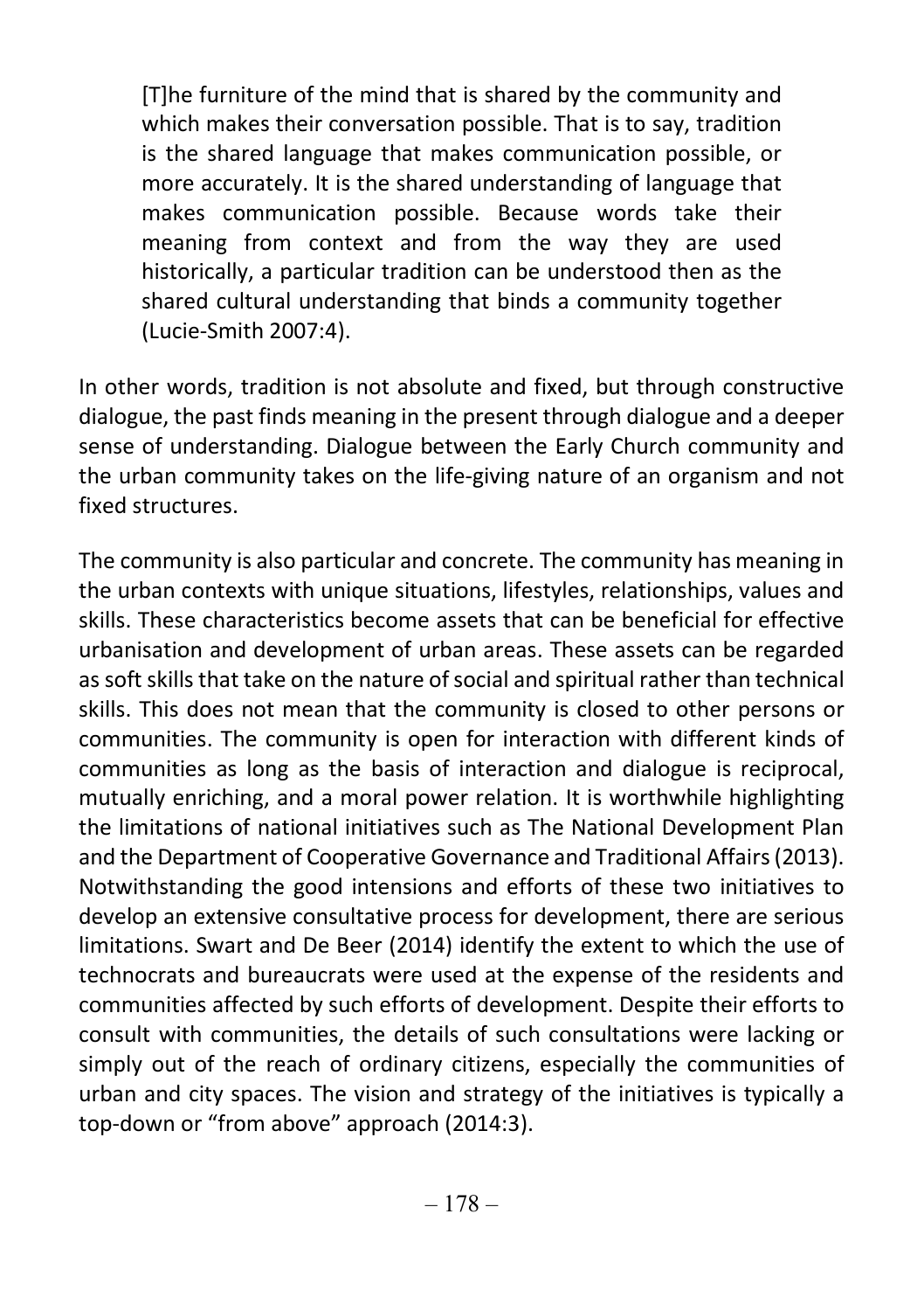> [T]he furniture of the mind that is shared by the community and which makes their conversation possible. That is to say, tradition is the shared language that makes communication possible, or more accurately. It is the shared understanding of language that makes communication possible. Because words take their meaning from context and from the way they are used historically, a particular tradition can be understood then as the shared cultural understanding that binds a community together (Lucie-Smith 2007:4).

In other words, tradition is not absolute and fixed, but through constructive dialogue, the past finds meaning in the present through dialogue and a deeper sense of understanding. Dialogue between the Early Church community and the urban community takes on the life-giving nature of an organism and not fixed structures.

The community is also particular and concrete. The community has meaning in the urban contexts with unique situations, lifestyles, relationships, values and skills. These characteristics become assets that can be beneficial for effective urbanisation and development of urban areas. These assets can be regarded as soft skills that take on the nature of social and spiritual rather than technical skills. This does not mean that the community is closed to other persons or communities. The community is open for interaction with different kinds of communities as long as the basis of interaction and dialogue is reciprocal, mutually enriching, and a moral power relation. It is worthwhile highlighting the limitations of national initiatives such as The National Development Plan and the Department of Cooperative Governance and Traditional Affairs (2013). Notwithstanding the good intensions and efforts of these two initiatives to develop an extensive consultative process for development, there are serious limitations. Swart and De Beer (2014) identify the extent to which the use of technocrats and bureaucrats were used at the expense of the residents and communities affected by such efforts of development. Despite their efforts to consult with communities, the details of such consultations were lacking or simply out of the reach of ordinary citizens, especially the communities of urban and city spaces. The vision and strategy of the initiatives is typically a top-down or "from above" approach (2014:3).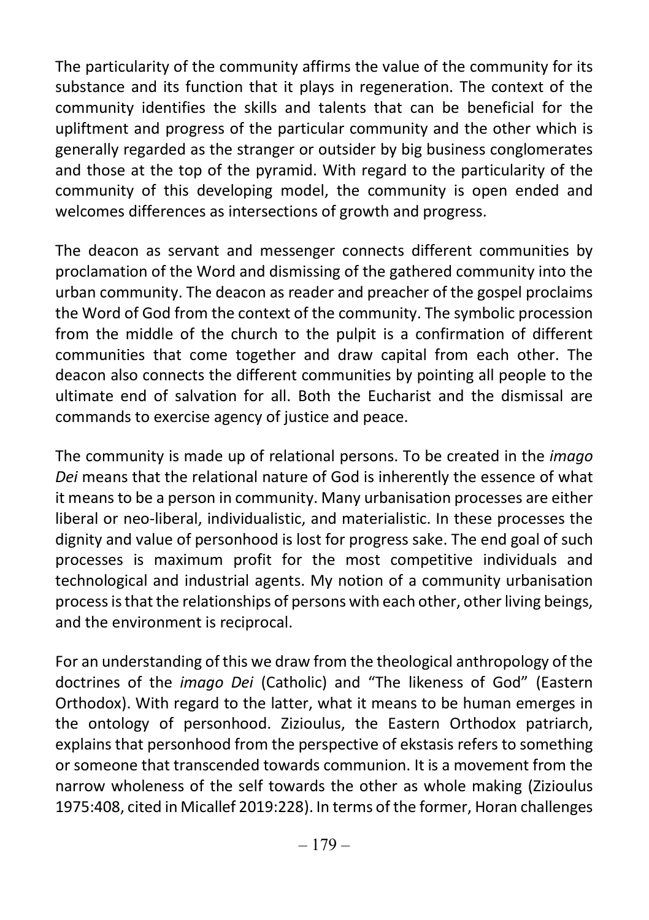The particularity of the community affirms the value of the community for its substance and its function that it plays in regeneration. The context of the community identifies the skills and talents that can be beneficial for the upliftment and progress of the particular community and the other which is generally regarded as the stranger or outsider by big business conglomerates and those at the top of the pyramid. With regard to the particularity of the community of this developing model, the community is open ended and welcomes differences as intersections of growth and progress.

The deacon as servant and messenger connects different communities by proclamation of the Word and dismissing of the gathered community into the urban community. The deacon as reader and preacher of the gospel proclaims the Word of God from the context of the community. The symbolic procession from the middle of the church to the pulpit is a confirmation of different communities that come together and draw capital from each other. The deacon also connects the different communities by pointing all people to the ultimate end of salvation for all. Both the Eucharist and the dismissal are commands to exercise agency of justice and peace.

The community is made up of relational persons. To be created in the *imago Dei* means that the relational nature of God is inherently the essence of what it means to be a person in community. Many urbanisation processes are either liberal or neo-liberal, individualistic, and materialistic. In these processes the dignity and value of personhood is lost for progress sake. The end goal of such processes is maximum profit for the most competitive individuals and technological and industrial agents. My notion of a community urbanisation process is that the relationships of persons with each other, other living beings, and the environment is reciprocal.

For an understanding of this we draw from the theological anthropology of the doctrines of the *imago Dei* (Catholic) and "The likeness of God" (Eastern Orthodox). With regard to the latter, what it means to be human emerges in the ontology of personhood. Zizioulus, the Eastern Orthodox patriarch, explains that personhood from the perspective of ekstasis refers to something or someone that transcended towards communion. It is a movement from the narrow wholeness of the self towards the other as whole making (Zizioulus 1975:408, cited in Micallef 2019:228). In terms of the former, Horan challenges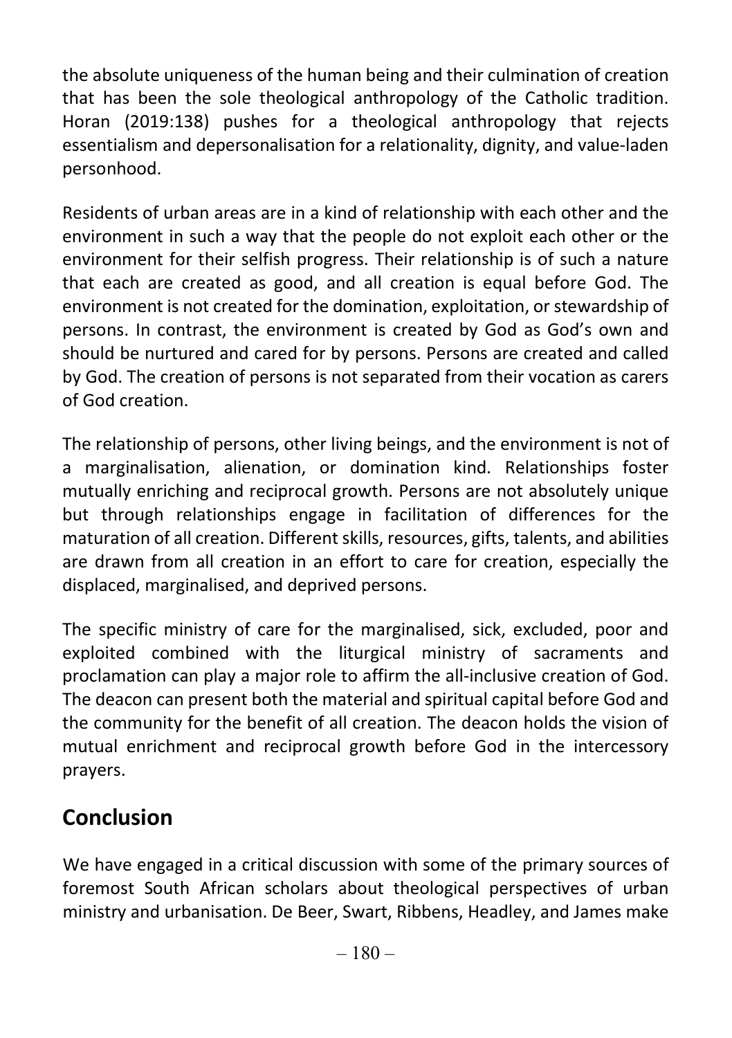the absolute uniqueness of the human being and their culmination of creation that has been the sole theological anthropology of the Catholic tradition. Horan (2019:138) pushes for a theological anthropology that rejects essentialism and depersonalisation for a relationality, dignity, and value-laden personhood.

Residents of urban areas are in a kind of relationship with each other and the environment in such a way that the people do not exploit each other or the environment for their selfish progress. Their relationship is of such a nature that each are created as good, and all creation is equal before God. The environment is not created for the domination, exploitation, or stewardship of persons. In contrast, the environment is created by God as God's own and should be nurtured and cared for by persons. Persons are created and called by God. The creation of persons is not separated from their vocation as carers of God creation.

The relationship of persons, other living beings, and the environment is not of a marginalisation, alienation, or domination kind. Relationships foster mutually enriching and reciprocal growth. Persons are not absolutely unique but through relationships engage in facilitation of differences for the maturation of all creation. Different skills, resources, gifts, talents, and abilities are drawn from all creation in an effort to care for creation, especially the displaced, marginalised, and deprived persons.

The specific ministry of care for the marginalised, sick, excluded, poor and exploited combined with the liturgical ministry of sacraments and proclamation can play a major role to affirm the all-inclusive creation of God. The deacon can present both the material and spiritual capital before God and the community for the benefit of all creation. The deacon holds the vision of mutual enrichment and reciprocal growth before God in the intercessory prayers.

## Conclusion

We have engaged in a critical discussion with some of the primary sources of foremost South African scholars about theological perspectives of urban ministry and urbanisation. De Beer, Swart, Ribbens, Headley, and James make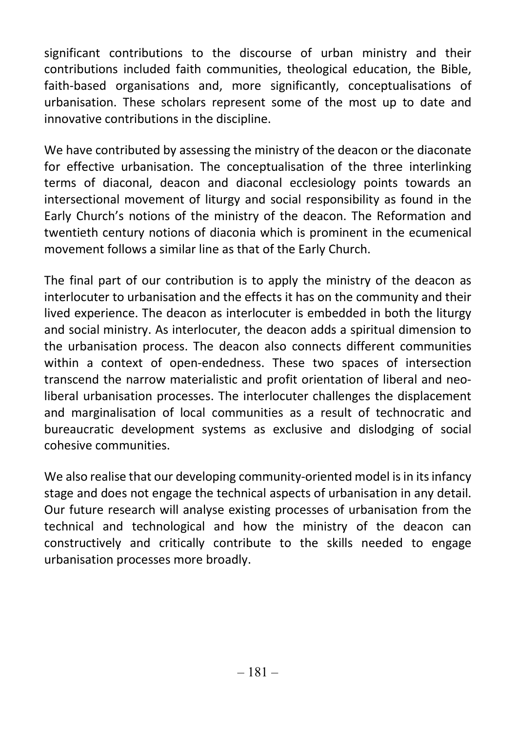significant contributions to the discourse of urban ministry and their contributions included faith communities, theological education, the Bible, faith-based organisations and, more significantly, conceptualisations of urbanisation. These scholars represent some of the most up to date and innovative contributions in the discipline.

We have contributed by assessing the ministry of the deacon or the diaconate for effective urbanisation. The conceptualisation of the three interlinking terms of diaconal, deacon and diaconal ecclesiology points towards an intersectional movement of liturgy and social responsibility as found in the Early Church's notions of the ministry of the deacon. The Reformation and twentieth century notions of diaconia which is prominent in the ecumenical movement follows a similar line as that of the Early Church.

The final part of our contribution is to apply the ministry of the deacon as interlocuter to urbanisation and the effects it has on the community and their lived experience. The deacon as interlocuter is embedded in both the liturgy and social ministry. As interlocuter, the deacon adds a spiritual dimension to the urbanisation process. The deacon also connects different communities within a context of open-endedness. These two spaces of intersection transcend the narrow materialistic and profit orientation of liberal and neo-liberal urbanisation processes. The interlocuter challenges the displacement and marginalisation of local communities as a result of technocratic and bureaucratic development systems as exclusive and dislodging of social cohesive communities.

We also realise that our developing community-oriented model is in its infancy stage and does not engage the technical aspects of urbanisation in any detail. Our future research will analyse existing processes of urbanisation from the technical and technological and how the ministry of the deacon can constructively and critically contribute to the skills needed to engage urbanisation processes more broadly.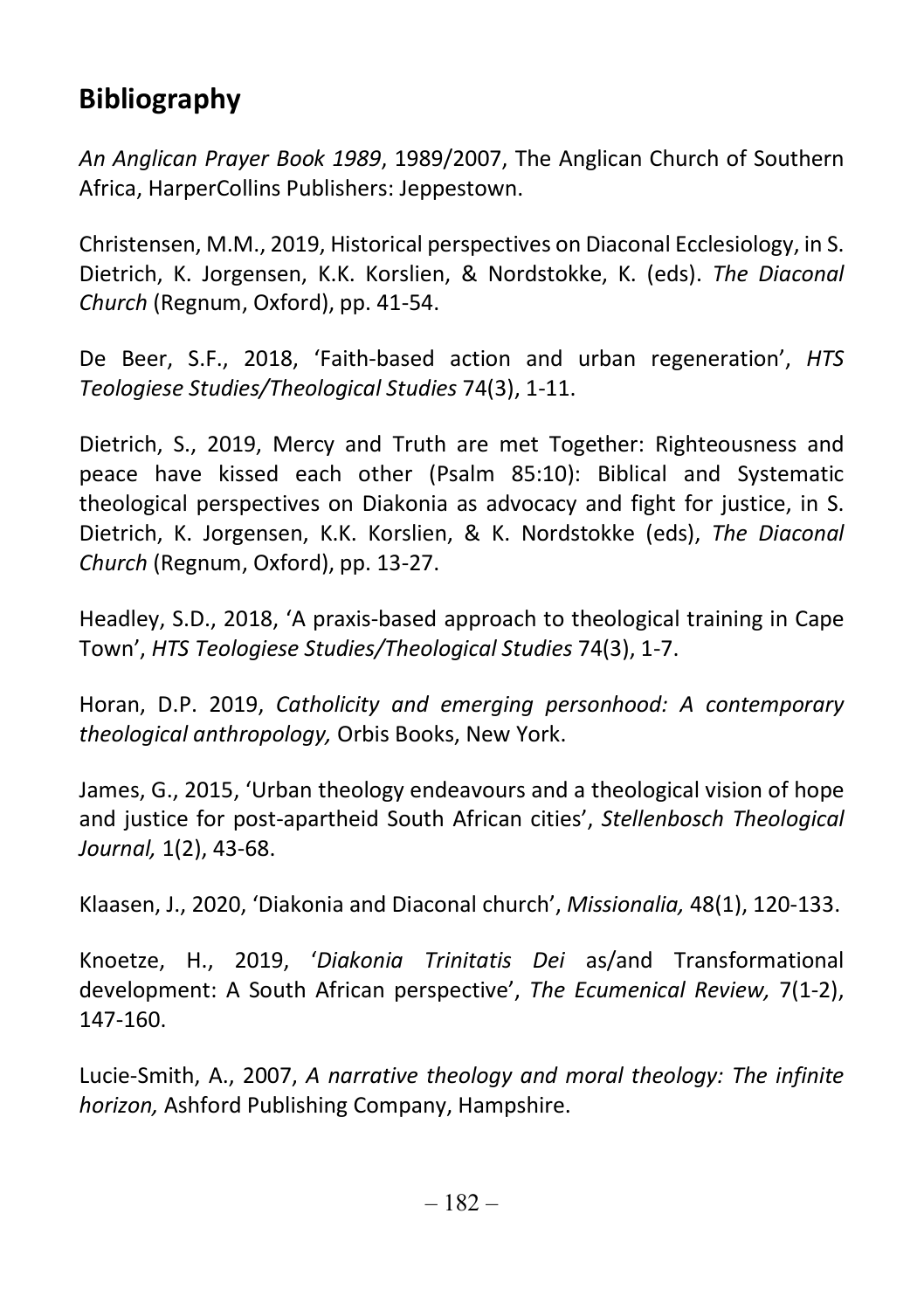## Bibliography

*An Anglican Prayer Book 1989*, 1989/2007, The Anglican Church of Southern Africa, HarperCollins Publishers: Jeppestown.

Christensen, M.M., 2019, Historical perspectives on Diaconal Ecclesiology, in S. Dietrich, K. Jorgensen, K.K. Korslien, & Nordstokke, K. (eds). *The Diaconal Church* (Regnum, Oxford), pp. 41-54.

De Beer, S.F., 2018, 'Faith-based action and urban regeneration', *HTS Teologiese Studies/Theological Studies* 74(3), 1-11.

Dietrich, S., 2019, Mercy and Truth are met Together: Righteousness and peace have kissed each other (Psalm 85:10): Biblical and Systematic theological perspectives on Diakonia as advocacy and fight for justice, in S. Dietrich, K. Jorgensen, K.K. Korslien, & K. Nordstokke (eds), *The Diaconal Church* (Regnum, Oxford), pp. 13-27.

Headley, S.D., 2018, 'A praxis-based approach to theological training in Cape Town', *HTS Teologiese Studies/Theological Studies* 74(3), 1-7.

Horan, D.P. 2019, *Catholicity and emerging personhood: A contemporary theological anthropology,* Orbis Books, New York.

James, G., 2015, 'Urban theology endeavours and a theological vision of hope and justice for post-apartheid South African cities', *Stellenbosch Theological Journal,* 1(2), 43-68.

Klaasen, J., 2020, 'Diakonia and Diaconal church', *Missionalia,* 48(1), 120-133.

Knoetze, H., 2019, '*Diakonia Trinitatis Dei* as/and Transformational development: A South African perspective', *The Ecumenical Review,* 7(1-2), 147-160.

Lucie-Smith, A., 2007, *A narrative theology and moral theology: The infinite horizon,* Ashford Publishing Company, Hampshire.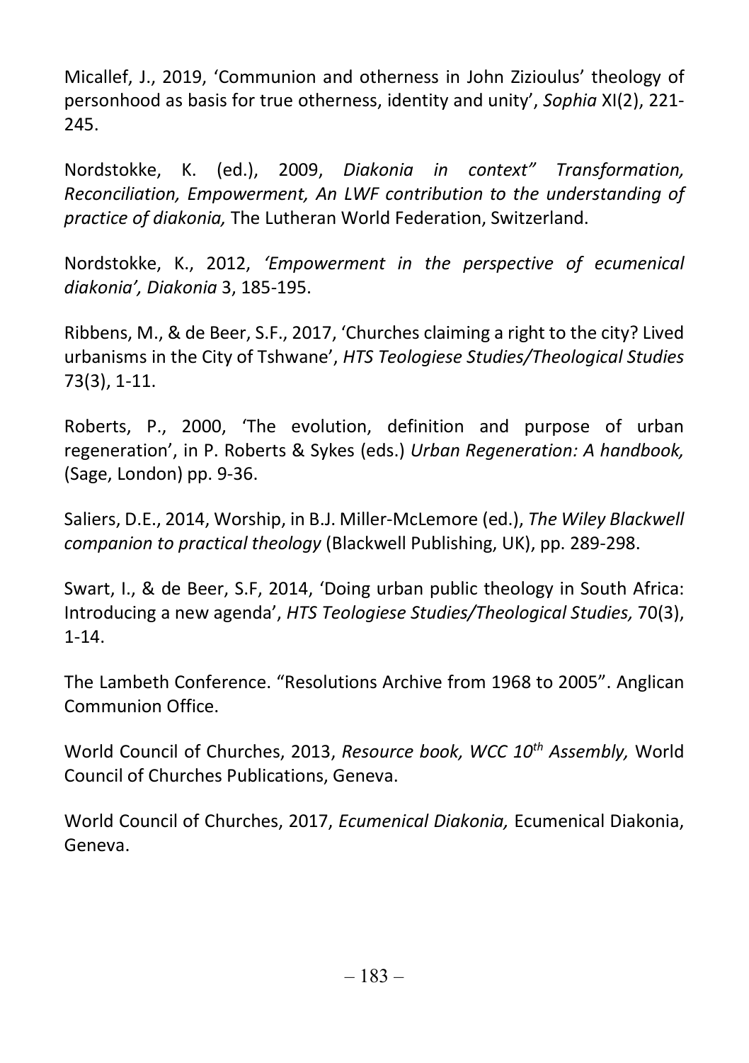Micallef, J., 2019, 'Communion and otherness in John Zizioulus' theology of personhood as basis for true otherness, identity and unity', *Sophia* XI(2), 221-245.

Nordstokke, K. (ed.), 2009, *Diakonia in context" Transformation, Reconciliation, Empowerment, An LWF contribution to the understanding of practice of diakonia,* The Lutheran World Federation, Switzerland.

Nordstokke, K., 2012, *'Empowerment in the perspective of ecumenical diakonia', Diakonia* 3, 185-195.

Ribbens, M., & de Beer, S.F., 2017, 'Churches claiming a right to the city? Lived urbanisms in the City of Tshwane', *HTS Teologiese Studies/Theological Studies* 73(3), 1-11.

Roberts, P., 2000, 'The evolution, definition and purpose of urban regeneration', in P. Roberts & Sykes (eds.) *Urban Regeneration: A handbook,* (Sage, London) pp. 9-36.

Saliers, D.E., 2014, Worship, in B.J. Miller-McLemore (ed.), *The Wiley Blackwell companion to practical theology* (Blackwell Publishing, UK), pp. 289-298.

Swart, I., & de Beer, S.F, 2014, 'Doing urban public theology in South Africa: Introducing a new agenda', *HTS Teologiese Studies/Theological Studies,* 70(3), 1-14.

The Lambeth Conference. "Resolutions Archive from 1968 to 2005". Anglican Communion Office.

World Council of Churches, 2013, *Resource book, WCC 10th Assembly,* World Council of Churches Publications, Geneva.

World Council of Churches, 2017, *Ecumenical Diakonia,* Ecumenical Diakonia, Geneva.